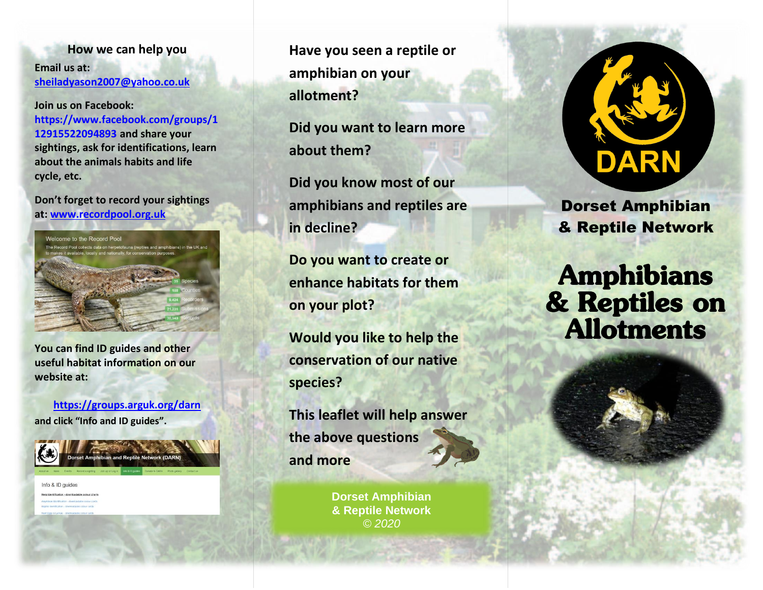## How we can help you

**Email us at:** sheiladyason2007@yahoo.co.uk

**Join us on Facebook:** https://www.facebook.com/groups/112915522094893 and share your sightings, ask for identifications, learn about the animals habits and life cycle, etc.

**Don't forget to record your sightings at:** www.recordpool.org.uk

**You can find ID guides and other useful habitat information on our website at:**

https://groups.arguk.org/darn

**and click "Info and ID guides".**

**Have you seen a reptile or amphibian on your allotment?**

**Did you want to learn more about them?**

**Did you know most of our amphibians and reptiles are in decline?**

**Do you want to create or enhance habitats for them on your plot?**

**Would you like to help the conservation of our native species?**

**This leaflet will help answer the above questions and more**

Dorset Amphibian & Reptile Network
*© 2020*

DARN

## Dorset Amphibian & Reptile Network

# Amphibians & Reptiles on Allotments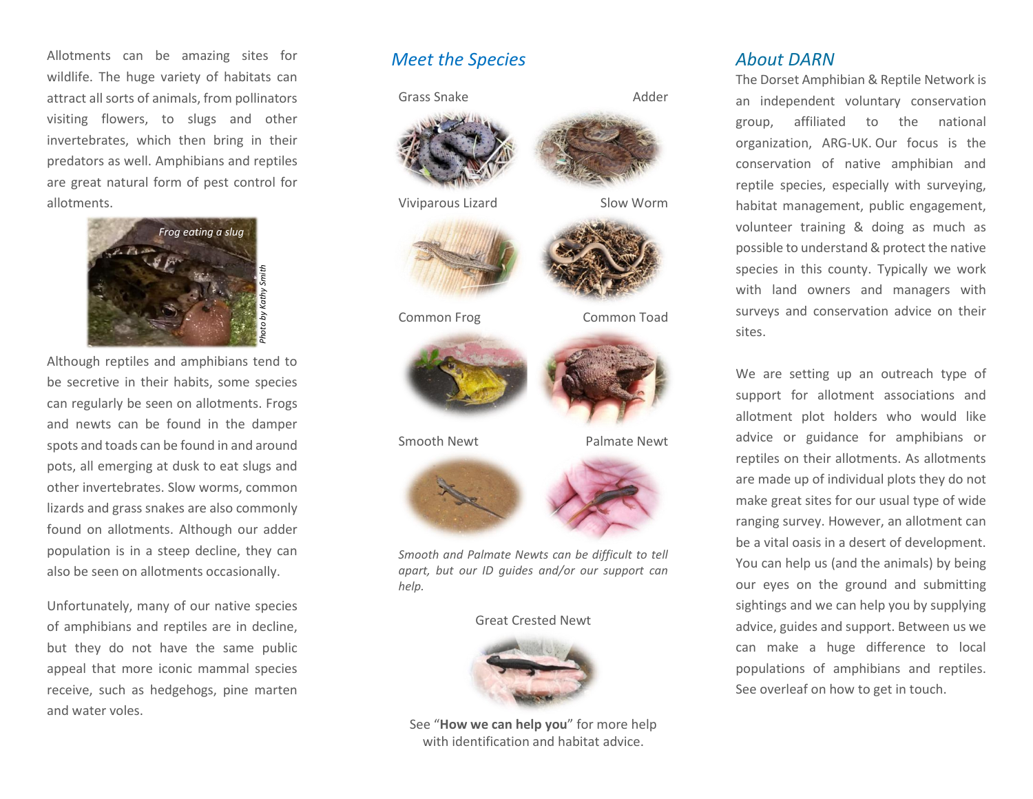Allotments can be amazing sites for wildlife. The huge variety of habitats can attract all sorts of animals, from pollinators visiting flowers, to slugs and other invertebrates, which then bring in their predators as well. Amphibians and reptiles are great natural form of pest control for allotments.

*Frog eating a slug*

*Photo by Kathy Smith*

Although reptiles and amphibians tend to be secretive in their habits, some species can regularly be seen on allotments. Frogs and newts can be found in the damper spots and toads can be found in and around pots, all emerging at dusk to eat slugs and other invertebrates. Slow worms, common lizards and grass snakes are also commonly found on allotments. Although our adder population is in a steep decline, they can also be seen on allotments occasionally.

Unfortunately, many of our native species of amphibians and reptiles are in decline, but they do not have the same public appeal that more iconic mammal species receive, such as hedgehogs, pine marten and water voles.

## *Meet the Species*

Grass Snake

Adder

Viviparous Lizard

Slow Worm

Common Frog

Common Toad

Smooth Newt

Palmate Newt

*Smooth and Palmate Newts can be difficult to tell apart, but our ID guides and/or our support can help.*

Great Crested Newt

See "**How we can help you**" for more help with identification and habitat advice.

## *About DARN*

The Dorset Amphibian & Reptile Network is an independent voluntary conservation group, affiliated to the national organization, ARG-UK. Our focus is the conservation of native amphibian and reptile species, especially with surveying, habitat management, public engagement, volunteer training & doing as much as possible to understand & protect the native species in this county. Typically we work with land owners and managers with surveys and conservation advice on their sites.

We are setting up an outreach type of support for allotment associations and allotment plot holders who would like advice or guidance for amphibians or reptiles on their allotments. As allotments are made up of individual plots they do not make great sites for our usual type of wide ranging survey. However, an allotment can be a vital oasis in a desert of development. You can help us (and the animals) by being our eyes on the ground and submitting sightings and we can help you by supplying advice, guides and support. Between us we can make a huge difference to local populations of amphibians and reptiles. See overleaf on how to get in touch.